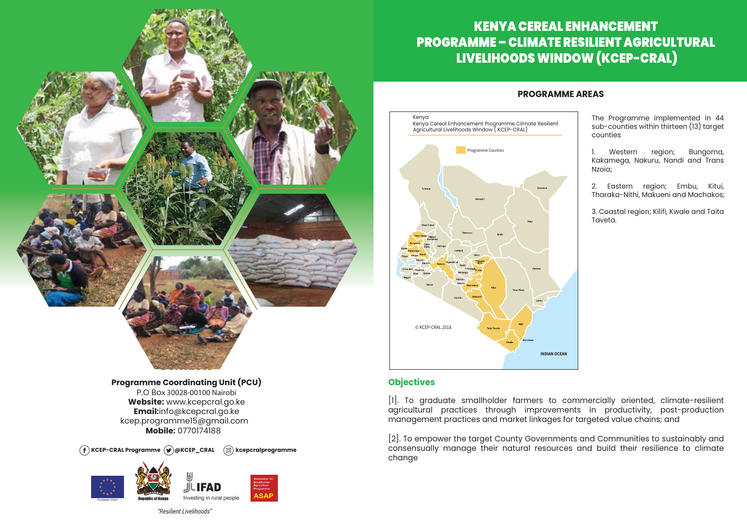# KENYA CEREAL ENHANCEMENT PROGRAMME – CLIMATE RESILIENT AGRICULTURAL LIVELIHOODS WINDOW (KCEP-CRAL)

**Programme Coordinating Unit (PCU)**
P.O Box 30028-00100 Nairobi
**Website:** www.kcepcral.go.ke
**Email:**info@kcepcral.go.ke
kcep.programme15@gmail.com
**Mobile:** 0770174188

KCEP-CRAL Programme | @KCEP_CRAL | kcepcralprogramme

*"Resilient Livelihoods"*

## PROGRAMME AREAS

The Programme implemented in 44 sub-counties within thirteen (13) target counties

1. Western region; Bungoma, Kakamega, Nakuru, Nandi and Trans Nzoia;

2. Eastern region; Embu, Kitui, Tharaka-Nithi, Makueni and Machakos;

3. Coastal region; Kilifi, Kwale and Taita Taveta.

## Objectives

[1]. To graduate smallholder farmers to commercially oriented, climate-resilient agricultural practices through improvements in productivity, post-production management practices and market linkages for targeted value chains; and

[2]. To empower the target County Governments and Communities to sustainably and consensually manage their natural resources and build their resilience to climate change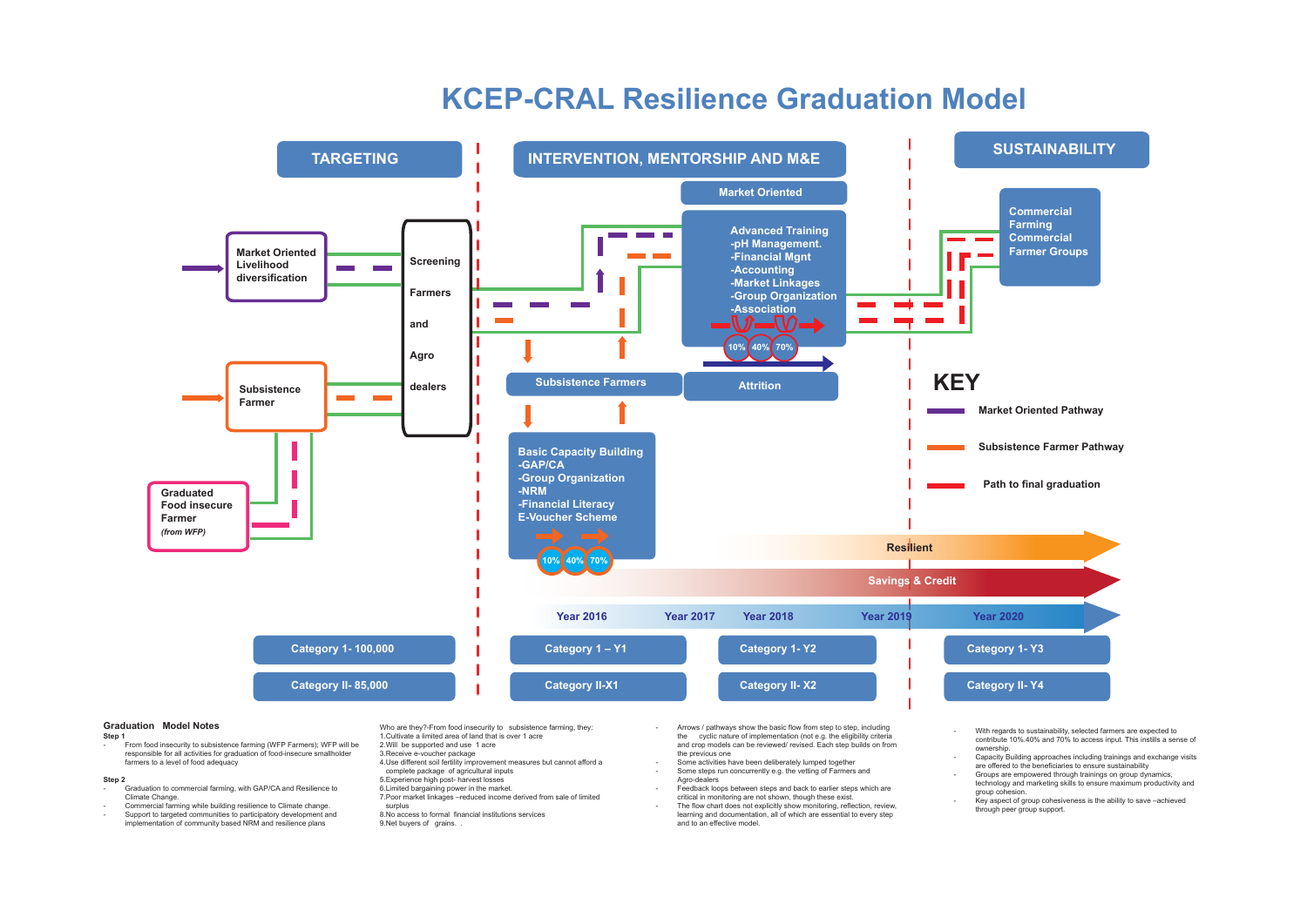# KCEP-CRAL Resilience Graduation Model

TARGETING

INTERVENTION, MENTORSHIP AND M&E

SUSTAINABILITY

Market Oriented Livelihood diversification

Subsistence Farmer

Graduated Food insecure Farmer *(from WFP)*

Screening Farmers and Agro dealers

Market Oriented

Advanced Training
-pH Management.
-Financial Mgnt
-Accounting
-Market Linkages
-Group Organization
-Association

10% 40% 70%

Subsistence Farmers

Attrition

Basic Capacity Building
-GAP/CA
-Group Organization
-NRM
-Financial Literacy
E-Voucher Scheme

10% 40% 70%

Commercial Farming Commercial Farmer Groups

KEY

Market Oriented Pathway

Subsistence Farmer Pathway

Path to final graduation

Resilient

Savings & Credit

Year 2016 Year 2017 Year 2018 Year 2019 Year 2020

Category 1- 100,000

Category II- 85,000

Category 1 – Y1

Category II-X1

Category 1- Y2

Category II- X2

Category 1- Y3

Category II- Y4

**Graduation Model Notes**

**Step 1**

- From food insecurity to subsistence farming (WFP Farmers); WFP will be responsible for all activities for graduation of food-insecure smallholder farmers to a level of food adequacy

**Step 2**

- Graduation to commercial farming, with GAP/CA and Resilience to Climate Change.
- Commercial farming while building resilience to Climate change.
- Support to targeted communities to participatory development and implementation of community based NRM and resilience plans

Who are they?-From food insecurity to subsistence farming, they:

1. Cultivate a limited area of land that is over 1 acre
2. Will be supported and use 1 acre
3. Receive e-voucher package
4. Use different soil fertility improvement measures but cannot afford a complete package of agricultural inputs
5. Experience high post- harvest losses
6. Limited bargaining power in the market.
7. Poor market linkages –reduced income derived from sale of limited surplus
8. No access to formal financial institutions services
9. Net buyers of grains.

- Arrows / pathways show the basic flow from step to step, including the cyclic nature of implementation (not e.g. the eligibility criteria and crop models can be reviewed/ revised. Each step builds on from the previous one
- Some activities have been deliberately lumped together
- Some steps run concurrently e.g. the vetting of Farmers and Agro-dealers
- Feedback loops between steps and back to earlier steps which are critical in monitoring are not shown, though these exist.
- The flow chart does not explicitly show monitoring, reflection, review, learning and documentation, all of which are essential to every step and to an effective model.

- With regards to sustainability, selected farmers are expected to contribute 10%.40% and 70% to access input. This instills a sense of ownership.
- Capacity Building approaches including trainings and exchange visits are offered to the beneficiaries to ensure sustainability
- Groups are empowered through trainings on group dynamics, technology and marketing skills to ensure maximum productivity and group cohesion.
- Key aspect of group cohesiveness is the ability to save –achieved through peer group support.